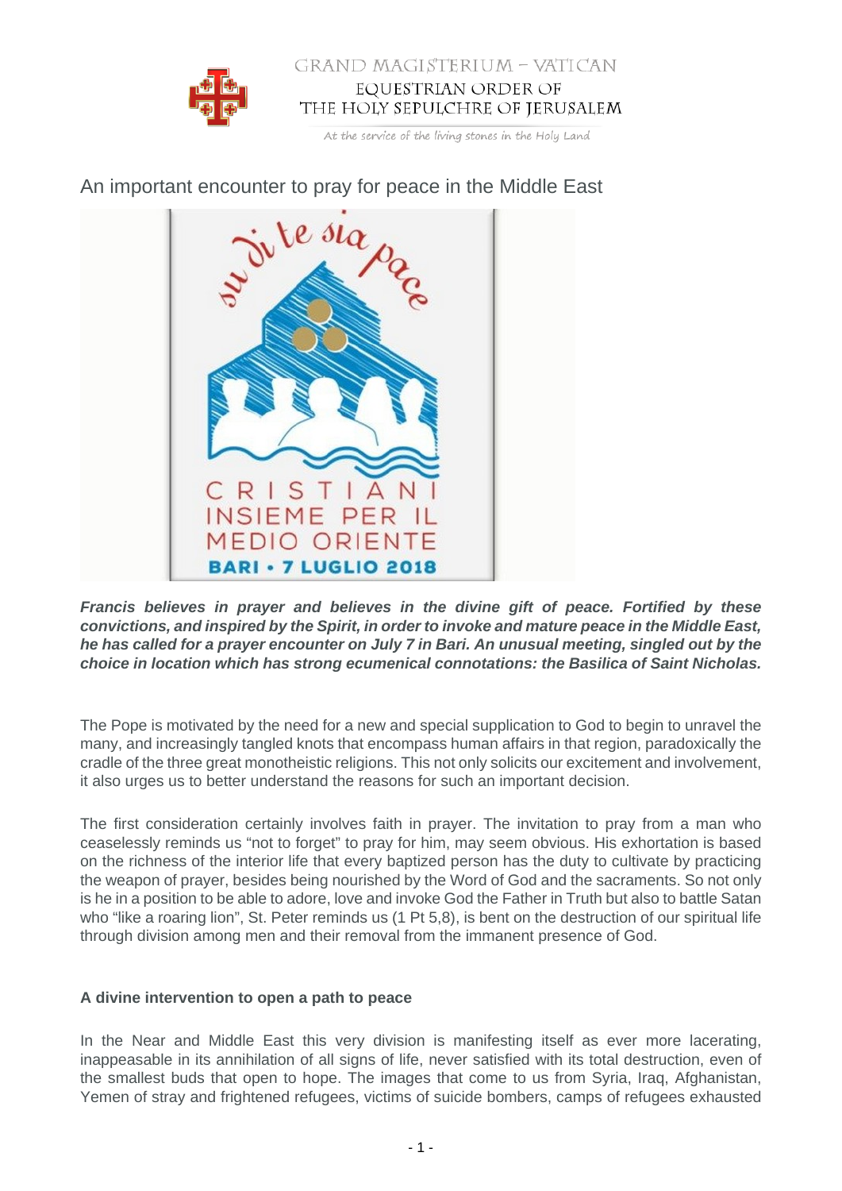# An important encounter to pray for peace in the Middle East

***Francis believes in prayer and believes in the divine gift of peace. Fortified by these convictions, and inspired by the Spirit, in order to invoke and mature peace in the Middle East, he has called for a prayer encounter on July 7 in Bari. An unusual meeting, singled out by the choice in location which has strong ecumenical connotations: the Basilica of Saint Nicholas.***

The Pope is motivated by the need for a new and special supplication to God to begin to unravel the many, and increasingly tangled knots that encompass human affairs in that region, paradoxically the cradle of the three great monotheistic religions. This not only solicits our excitement and involvement, it also urges us to better understand the reasons for such an important decision.

The first consideration certainly involves faith in prayer. The invitation to pray from a man who ceaselessly reminds us "not to forget" to pray for him, may seem obvious. His exhortation is based on the richness of the interior life that every baptized person has the duty to cultivate by practicing the weapon of prayer, besides being nourished by the Word of God and the sacraments. So not only is he in a position to be able to adore, love and invoke God the Father in Truth but also to battle Satan who "like a roaring lion", St. Peter reminds us (1 Pt 5,8), is bent on the destruction of our spiritual life through division among men and their removal from the immanent presence of God.

### A divine intervention to open a path to peace

In the Near and Middle East this very division is manifesting itself as ever more lacerating, inappeasable in its annihilation of all signs of life, never satisfied with its total destruction, even of the smallest buds that open to hope. The images that come to us from Syria, Iraq, Afghanistan, Yemen of stray and frightened refugees, victims of suicide bombers, camps of refugees exhausted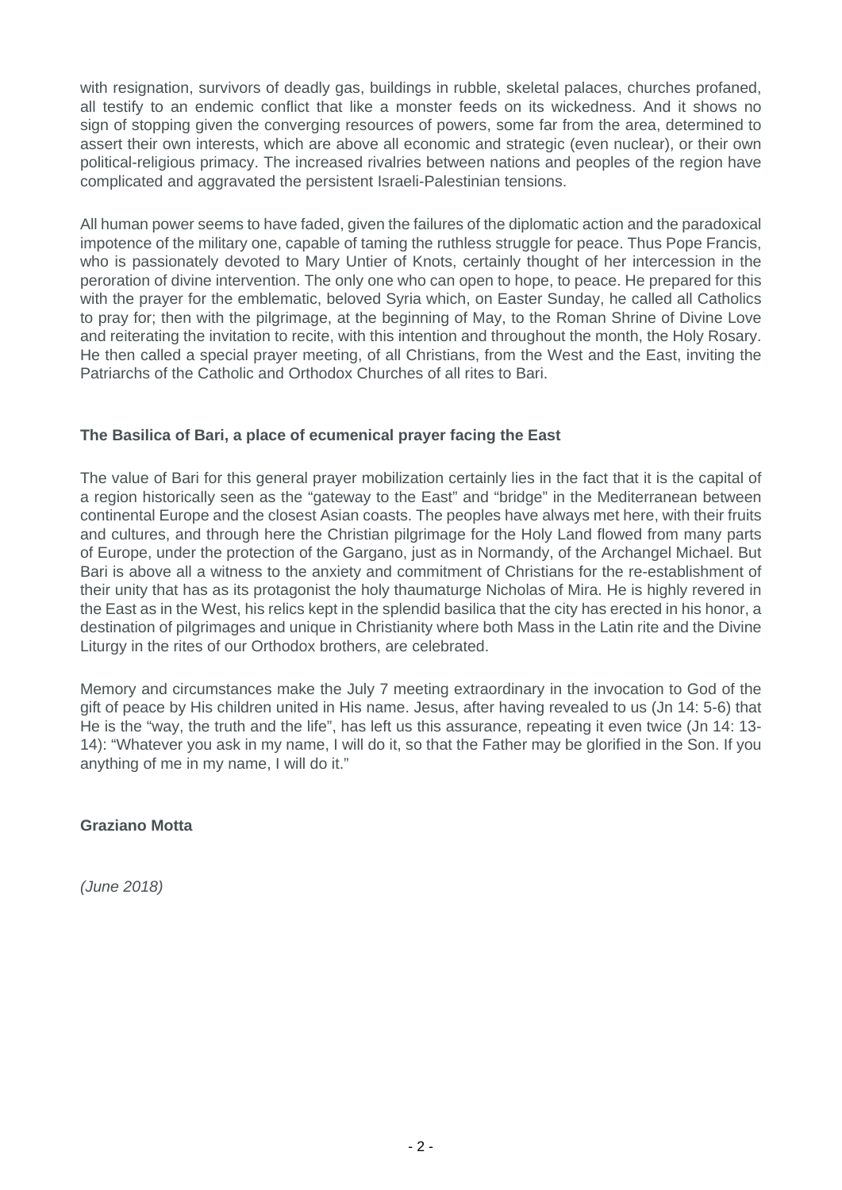with resignation, survivors of deadly gas, buildings in rubble, skeletal palaces, churches profaned, all testify to an endemic conflict that like a monster feeds on its wickedness. And it shows no sign of stopping given the converging resources of powers, some far from the area, determined to assert their own interests, which are above all economic and strategic (even nuclear), or their own political-religious primacy. The increased rivalries between nations and peoples of the region have complicated and aggravated the persistent Israeli-Palestinian tensions.

All human power seems to have faded, given the failures of the diplomatic action and the paradoxical impotence of the military one, capable of taming the ruthless struggle for peace. Thus Pope Francis, who is passionately devoted to Mary Untier of Knots, certainly thought of her intercession in the peroration of divine intervention. The only one who can open to hope, to peace. He prepared for this with the prayer for the emblematic, beloved Syria which, on Easter Sunday, he called all Catholics to pray for; then with the pilgrimage, at the beginning of May, to the Roman Shrine of Divine Love and reiterating the invitation to recite, with this intention and throughout the month, the Holy Rosary. He then called a special prayer meeting, of all Christians, from the West and the East, inviting the Patriarchs of the Catholic and Orthodox Churches of all rites to Bari.

**The Basilica of Bari, a place of ecumenical prayer facing the East**

The value of Bari for this general prayer mobilization certainly lies in the fact that it is the capital of a region historically seen as the "gateway to the East" and "bridge" in the Mediterranean between continental Europe and the closest Asian coasts. The peoples have always met here, with their fruits and cultures, and through here the Christian pilgrimage for the Holy Land flowed from many parts of Europe, under the protection of the Gargano, just as in Normandy, of the Archangel Michael. But Bari is above all a witness to the anxiety and commitment of Christians for the re-establishment of their unity that has as its protagonist the holy thaumaturge Nicholas of Mira. He is highly revered in the East as in the West, his relics kept in the splendid basilica that the city has erected in his honor, a destination of pilgrimages and unique in Christianity where both Mass in the Latin rite and the Divine Liturgy in the rites of our Orthodox brothers, are celebrated.

Memory and circumstances make the July 7 meeting extraordinary in the invocation to God of the gift of peace by His children united in His name. Jesus, after having revealed to us (Jn 14: 5-6) that He is the "way, the truth and the life", has left us this assurance, repeating it even twice (Jn 14: 13-14): "Whatever you ask in my name, I will do it, so that the Father may be glorified in the Son. If you anything of me in my name, I will do it."

**Graziano Motta**

*(June 2018)*